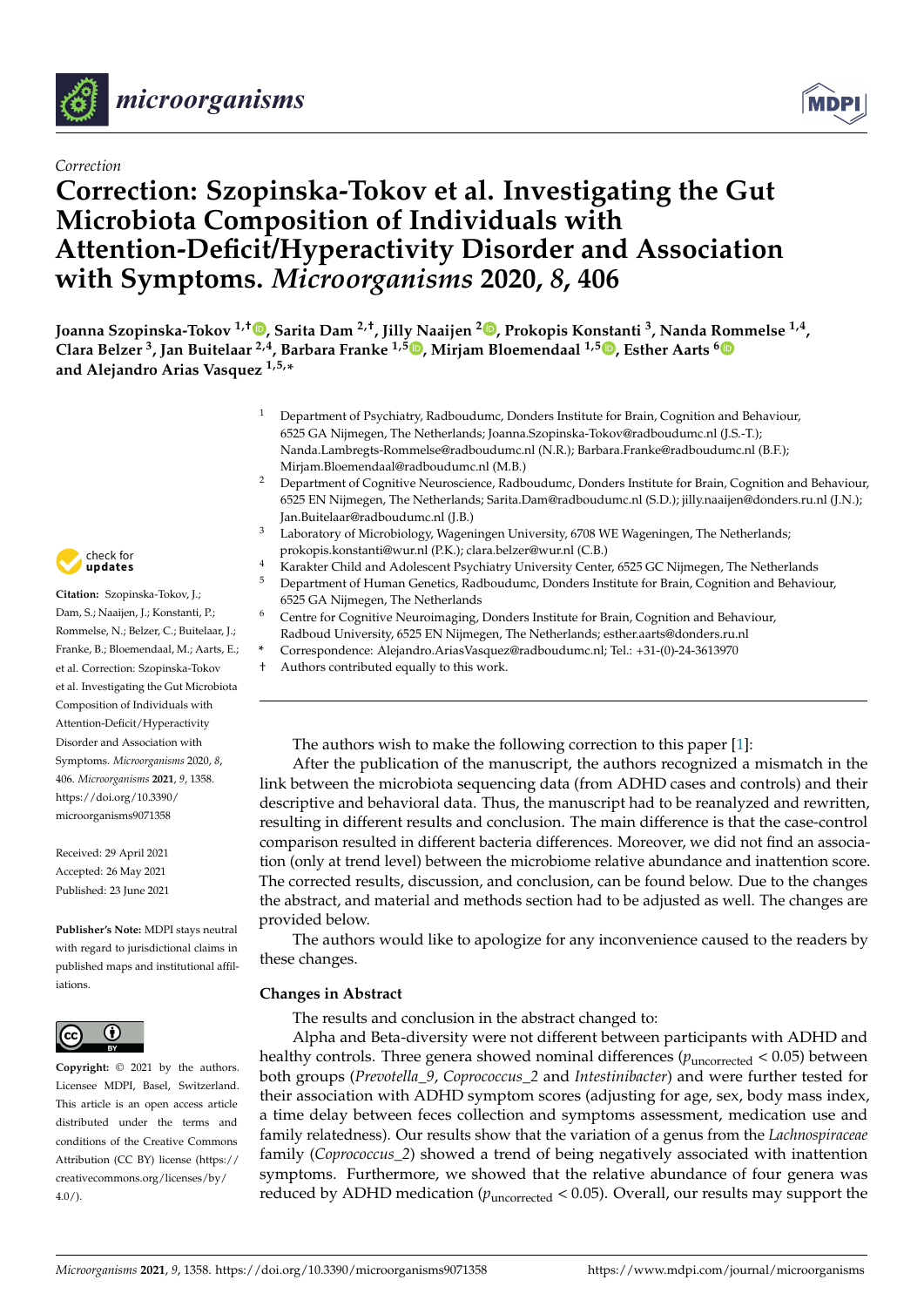*Correction*

# Correction: Szopinska-Tokov et al. Investigating the Gut Microbiota Composition of Individuals with Attention-Deficit/Hyperactivity Disorder and Association with Symptoms. *Microorganisms* 2020, *8*, 406

**Joanna Szopinska-Tokov [1,†], Sarita Dam [2,†], Jilly Naaijen [2], Prokopis Konstanti [3], Nanda Rommelse [1,4], Clara Belzer [3], Jan Buitelaar [2,4], Barbara Franke [1,5], Mirjam Bloemendaal [1,5], Esther Aarts [6] and Alejandro Arias Vasquez [1,5,*]**

[1] Department of Psychiatry, Radboudumc, Donders Institute for Brain, Cognition and Behaviour, 6525 GA Nijmegen, The Netherlands; Joanna.Szopinska-Tokov@radboudumc.nl (J.S.-T.); Nanda.Lambregts-Rommelse@radboudumc.nl (N.R.); Barbara.Franke@radboudumc.nl (B.F.); Mirjam.Bloemendaal@radboudumc.nl (M.B.)

[2] Department of Cognitive Neuroscience, Radboudumc, Donders Institute for Brain, Cognition and Behaviour, 6525 EN Nijmegen, The Netherlands; Sarita.Dam@radboudumc.nl (S.D.); jilly.naaijen@donders.ru.nl (J.N.); Jan.Buitelaar@radboudumc.nl (J.B.)

[3] Laboratory of Microbiology, Wageningen University, 6708 WE Wageningen, The Netherlands; prokopis.konstanti@wur.nl (P.K.); clara.belzer@wur.nl (C.B.)

[4] Karakter Child and Adolescent Psychiatry University Center, 6525 GC Nijmegen, The Netherlands

[5] Department of Human Genetics, Radboudumc, Donders Institute for Brain, Cognition and Behaviour, 6525 GA Nijmegen, The Netherlands

[6] Centre for Cognitive Neuroimaging, Donders Institute for Brain, Cognition and Behaviour, Radboud University, 6525 EN Nijmegen, The Netherlands; esther.aarts@donders.ru.nl

\* Correspondence: Alejandro.AriasVasquez@radboudumc.nl; Tel.: +31-(0)-24-3613970

† Authors contributed equally to this work.

**Citation:** Szopinska-Tokov, J.; Dam, S.; Naaijen, J.; Konstanti, P.; Rommelse, N.; Belzer, C.; Buitelaar, J.; Franke, B.; Bloemendaal, M.; Aarts, E.; et al. Correction: Szopinska-Tokov et al. Investigating the Gut Microbiota Composition of Individuals with Attention-Deficit/Hyperactivity Disorder and Association with Symptoms. *Microorganisms* 2020, *8*, 406. *Microorganisms* **2021**, *9*, 1358. https://doi.org/10.3390/microorganisms9071358

Received: 29 April 2021
Accepted: 26 May 2021
Published: 23 June 2021

**Publisher's Note:** MDPI stays neutral with regard to jurisdictional claims in published maps and institutional affiliations.

**Copyright:** © 2021 by the authors. Licensee MDPI, Basel, Switzerland. This article is an open access article distributed under the terms and conditions of the Creative Commons Attribution (CC BY) license (https://creativecommons.org/licenses/by/4.0/).

The authors wish to make the following correction to this paper [1]:

After the publication of the manuscript, the authors recognized a mismatch in the link between the microbiota sequencing data (from ADHD cases and controls) and their descriptive and behavioral data. Thus, the manuscript had to be reanalyzed and rewritten, resulting in different results and conclusion. The main difference is that the case-control comparison resulted in different bacteria differences. Moreover, we did not find an association (only at trend level) between the microbiome relative abundance and inattention score. The corrected results, discussion, and conclusion, can be found below. Due to the changes the abstract, and material and methods section had to be adjusted as well. The changes are provided below.

The authors would like to apologize for any inconvenience caused to the readers by these changes.

## Changes in Abstract

The results and conclusion in the abstract changed to:

Alpha and Beta-diversity were not different between participants with ADHD and healthy controls. Three genera showed nominal differences ($p_{\text{uncorrected}} < 0.05$) between both groups (*Prevotella_9*, *Coprococcus_2* and *Intestinibacter*) and were further tested for their association with ADHD symptom scores (adjusting for age, sex, body mass index, a time delay between feces collection and symptoms assessment, medication use and family relatedness). Our results show that the variation of a genus from the *Lachnospiraceae* family (*Coprococcus_2*) showed a trend of being negatively associated with inattention symptoms. Furthermore, we showed that the relative abundance of four genera was reduced by ADHD medication ($p_{\text{uncorrected}} < 0.05$). Overall, our results may support the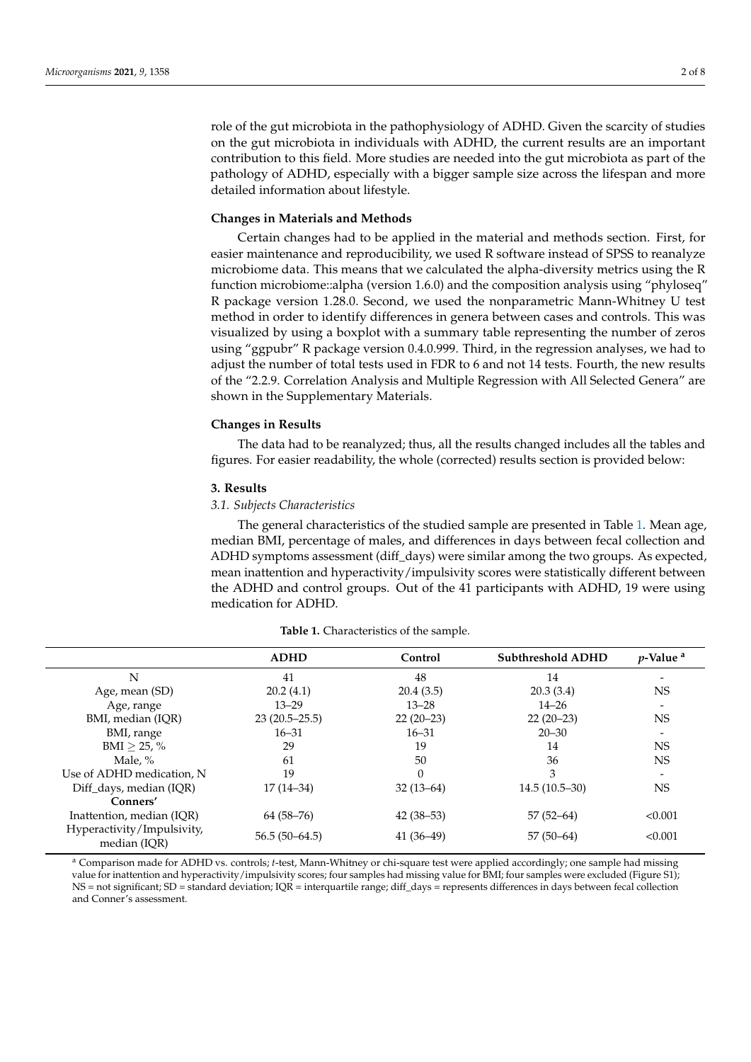role of the gut microbiota in the pathophysiology of ADHD. Given the scarcity of studies on the gut microbiota in individuals with ADHD, the current results are an important contribution to this field. More studies are needed into the gut microbiota as part of the pathology of ADHD, especially with a bigger sample size across the lifespan and more detailed information about lifestyle.

**Changes in Materials and Methods**

Certain changes had to be applied in the material and methods section. First, for easier maintenance and reproducibility, we used R software instead of SPSS to reanalyze microbiome data. This means that we calculated the alpha-diversity metrics using the R function microbiome::alpha (version 1.6.0) and the composition analysis using "phyloseq" R package version 1.28.0. Second, we used the nonparametric Mann-Whitney U test method in order to identify differences in genera between cases and controls. This was visualized by using a boxplot with a summary table representing the number of zeros using "ggpubr" R package version 0.4.0.999. Third, in the regression analyses, we had to adjust the number of total tests used in FDR to 6 and not 14 tests. Fourth, the new results of the "2.2.9. Correlation Analysis and Multiple Regression with All Selected Genera" are shown in the Supplementary Materials.

**Changes in Results**

The data had to be reanalyzed; thus, all the results changed includes all the tables and figures. For easier readability, the whole (corrected) results section is provided below:

## 3. Results

### 3.1. Subjects Characteristics

The general characteristics of the studied sample are presented in Table 1. Mean age, median BMI, percentage of males, and differences in days between fecal collection and ADHD symptoms assessment (diff_days) were similar among the two groups. As expected, mean inattention and hyperactivity/impulsivity scores were statistically different between the ADHD and control groups. Out of the 41 participants with ADHD, 19 were using medication for ADHD.

**Table 1.** Characteristics of the sample.

| | ADHD | Control | Subthreshold ADHD | *p*-Value [a] |
|---|---|---|---|---|
| N | 41 | 48 | 14 | - |
| Age, mean (SD) | 20.2 (4.1) | 20.4 (3.5) | 20.3 (3.4) | NS |
| Age, range | 13–29 | 13–28 | 14–26 | - |
| BMI, median (IQR) | 23 (20.5–25.5) | 22 (20–23) | 22 (20–23) | NS |
| BMI, range | 16–31 | 16–31 | 20–30 | - |
| BMI $\geq$ 25, % | 29 | 19 | 14 | NS |
| Male, % | 61 | 50 | 36 | NS |
| Use of ADHD medication, N | 19 | 0 | 3 | - |
| Diff_days, median (IQR) | 17 (14–34) | 32 (13–64) | 14.5 (10.5–30) | NS |
| **Conners'** | | | | |
| Inattention, median (IQR) | 64 (58–76) | 42 (38–53) | 57 (52–64) | <0.001 |
| Hyperactivity/Impulsivity, median (IQR) | 56.5 (50–64.5) | 41 (36–49) | 57 (50–64) | <0.001 |

[a] Comparison made for ADHD vs. controls; *t*-test, Mann-Whitney or chi-square test were applied accordingly; one sample had missing value for inattention and hyperactivity/impulsivity scores; four samples had missing value for BMI; four samples were excluded (Figure S1); NS = not significant; SD = standard deviation; IQR = interquartile range; diff_days = represents differences in days between fecal collection and Conner's assessment.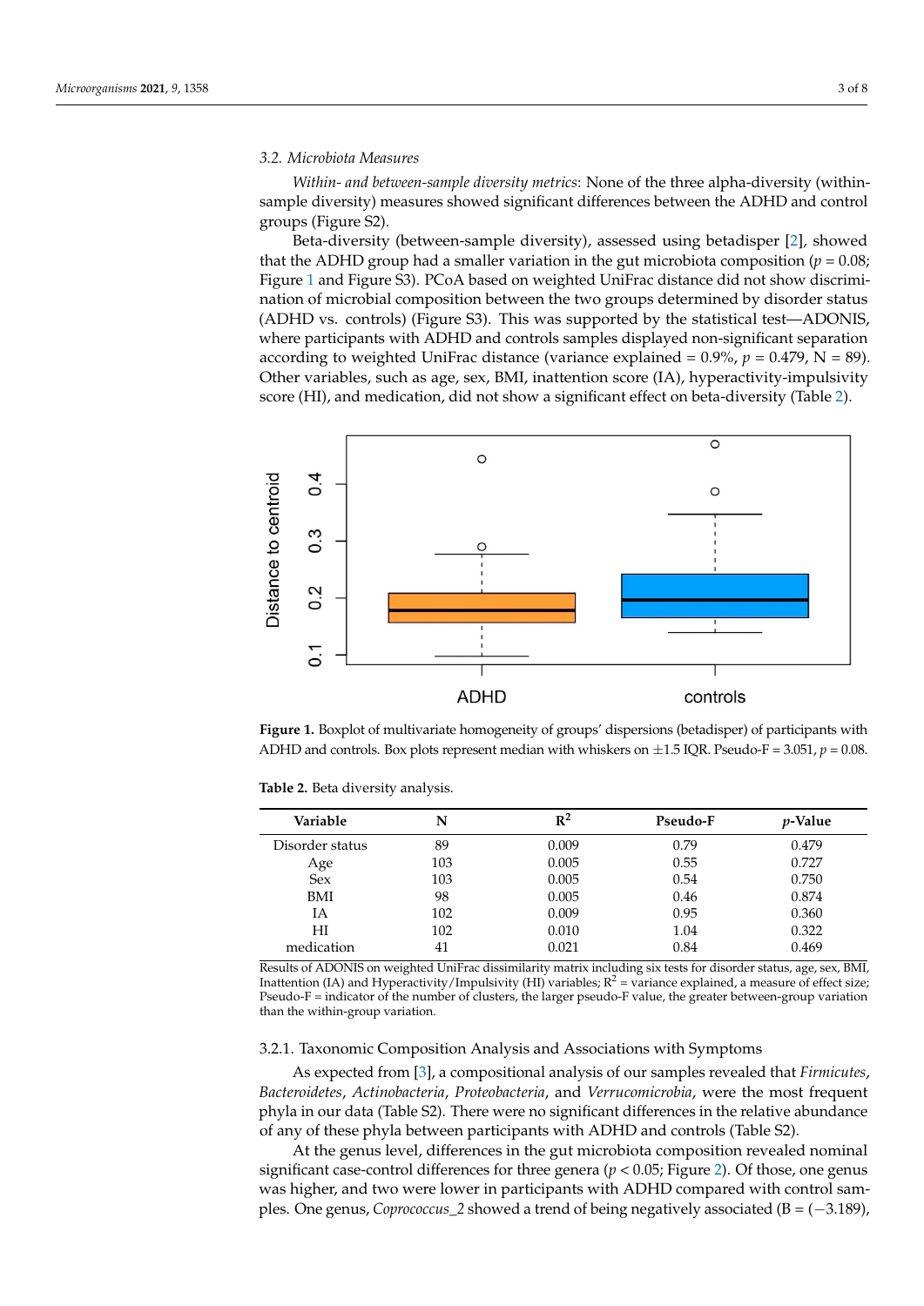### 3.2. Microbiota Measures

*Within- and between-sample diversity metrics*: None of the three alpha-diversity (within-sample diversity) measures showed significant differences between the ADHD and control groups (Figure S2).

Beta-diversity (between-sample diversity), assessed using betadisper [2], showed that the ADHD group had a smaller variation in the gut microbiota composition ($p = 0.08$; Figure 1 and Figure S3). PCoA based on weighted UniFrac distance did not show discrimination of microbial composition between the two groups determined by disorder status (ADHD vs. controls) (Figure S3). This was supported by the statistical test—ADONIS, where participants with ADHD and controls samples displayed non-significant separation according to weighted UniFrac distance (variance explained = 0.9%, $p = 0.479$, N = 89). Other variables, such as age, sex, BMI, inattention score (IA), hyperactivity-impulsivity score (HI), and medication, did not show a significant effect on beta-diversity (Table 2).

**Figure 1.** Boxplot of multivariate homogeneity of groups' dispersions (betadisper) of participants with ADHD and controls. Box plots represent median with whiskers on ±1.5 IQR. Pseudo-F = 3.051, $p = 0.08$.

**Table 2.** Beta diversity analysis.

| Variable | N | $R^2$ | Pseudo-F | *p*-Value |
|---|---|---|---|---|
| Disorder status | 89 | 0.009 | 0.79 | 0.479 |
| Age | 103 | 0.005 | 0.55 | 0.727 |
| Sex | 103 | 0.005 | 0.54 | 0.750 |
| BMI | 98 | 0.005 | 0.46 | 0.874 |
| IA | 102 | 0.009 | 0.95 | 0.360 |
| HI | 102 | 0.010 | 1.04 | 0.322 |
| medication | 41 | 0.021 | 0.84 | 0.469 |

Results of ADONIS on weighted UniFrac dissimilarity matrix including six tests for disorder status, age, sex, BMI, Inattention (IA) and Hyperactivity/Impulsivity (HI) variables; $R^2$ = variance explained, a measure of effect size; Pseudo-F = indicator of the number of clusters, the larger pseudo-F value, the greater between-group variation than the within-group variation.

#### 3.2.1. Taxonomic Composition Analysis and Associations with Symptoms

As expected from [3], a compositional analysis of our samples revealed that *Firmicutes*, *Bacteroidetes*, *Actinobacteria*, *Proteobacteria*, and *Verrucomicrobia*, were the most frequent phyla in our data (Table S2). There were no significant differences in the relative abundance of any of these phyla between participants with ADHD and controls (Table S2).

At the genus level, differences in the gut microbiota composition revealed nominal significant case-control differences for three genera ($p < 0.05$; Figure 2). Of those, one genus was higher, and two were lower in participants with ADHD compared with control samples. One genus, *Coprococcus_2* showed a trend of being negatively associated (B = (−3.189),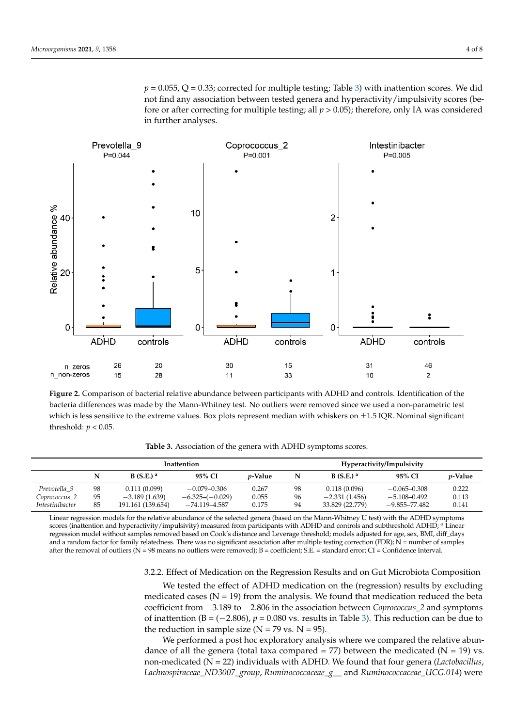$p = 0.055$, Q = 0.33; corrected for multiple testing; Table 3) with inattention scores. We did not find any association between tested genera and hyperactivity/impulsivity scores (before or after correcting for multiple testing; all $p > 0.05$); therefore, only IA was considered in further analyses.

**Figure 2.** Comparison of bacterial relative abundance between participants with ADHD and controls. Identification of the bacteria differences was made by the Mann-Whitney test. No outliers were removed since we used a non-parametric test which is less sensitive to the extreme values. Box plots represent median with whiskers on ±1.5 IQR. Nominal significant threshold: $p < 0.05$.

**Table 3.** Association of the genera with ADHD symptoms scores.

| | Inattention | | | | Hyperactivity/Impulsivity | | | |
|---|---|---|---|---|---|---|---|---|
| | N | B (S.E.) [a] | 95% CI | *p*-Value | N | B (S.E.) [a] | 95% CI | *p*-Value |
| *Prevotella_9* | 98 | 0.111 (0.099) | −0.079–0.306 | 0.267 | 98 | 0.118 (0.096) | −0.065–0.308 | 0.222 |
| *Coprococcus_2* | 95 | −3.189 (1.639) | −6.325–(−0.029) | 0.055 | 96 | −2.331 (1.456) | −5.108–0.492 | 0.113 |
| *Intestinibacter* | 85 | 191.161 (139.654) | −74.119–4.587 | 0.175 | 94 | 33.829 (22.779) | −9.855–77.482 | 0.141 |

Linear regression models for the relative abundance of the selected genera (based on the Mann-Whitney U test) with the ADHD symptoms scores (inattention and hyperactivity/impulsivity) measured from participants with ADHD and controls and subthreshold ADHD; [a] Linear regression model without samples removed based on Cook's distance and Leverage threshold; models adjusted for age, sex, BMI, diff_days and a random factor for family relatedness. There was no significant association after multiple testing correction (FDR); N = number of samples after the removal of outliers (N = 98 means no outliers were removed); B = coefficient; S.E. = standard error; CI = Confidence Interval.

#### 3.2.2. Effect of Medication on the Regression Results and on Gut Microbiota Composition

We tested the effect of ADHD medication on the (regression) results by excluding medicated cases (N = 19) from the analysis. We found that medication reduced the beta coefficient from −3.189 to −2.806 in the association between *Coprococcus_2* and symptoms of inattention (B = (−2.806), $p = 0.080$ vs. results in Table 3). This reduction can be due to the reduction in sample size (N = 79 vs. N = 95).

We performed a post hoc exploratory analysis where we compared the relative abundance of all the genera (total taxa compared = 77) between the medicated (N = 19) vs. non-medicated (N = 22) individuals with ADHD. We found that four genera (*Lactobacillus*, *Lachnospiraceae_ND3007_group*, *Ruminococcaceae_g__* and *Ruminococcaceae_UCG.014*) were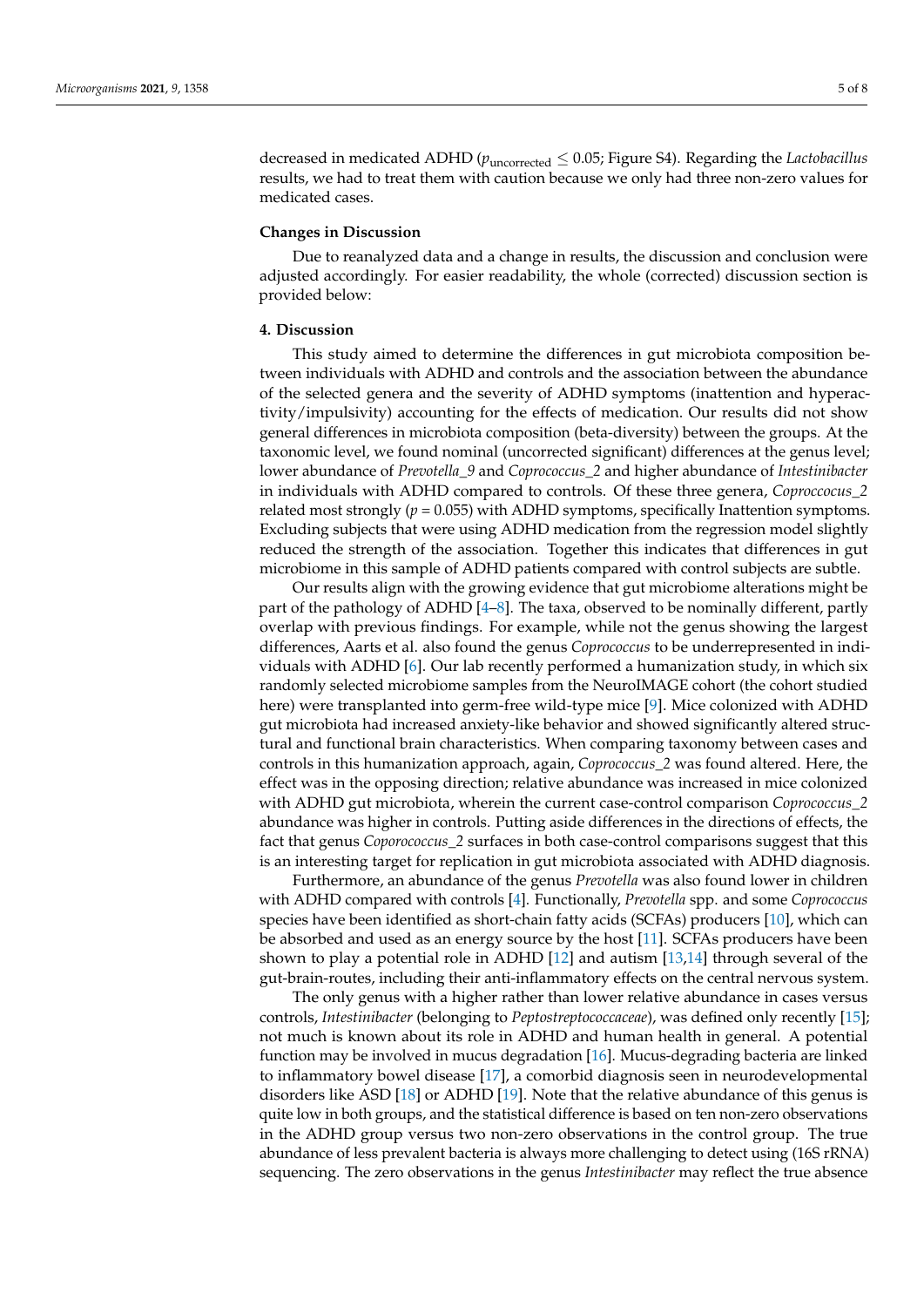decreased in medicated ADHD ($p_{\text{uncorrected}} \leq 0.05$; Figure S4). Regarding the *Lactobacillus* results, we had to treat them with caution because we only had three non-zero values for medicated cases.

**Changes in Discussion**

Due to reanalyzed data and a change in results, the discussion and conclusion were adjusted accordingly. For easier readability, the whole (corrected) discussion section is provided below:

**4. Discussion**

This study aimed to determine the differences in gut microbiota composition between individuals with ADHD and controls and the association between the abundance of the selected genera and the severity of ADHD symptoms (inattention and hyperactivity/impulsivity) accounting for the effects of medication. Our results did not show general differences in microbiota composition (beta-diversity) between the groups. At the taxonomic level, we found nominal (uncorrected significant) differences at the genus level; lower abundance of *Prevotella_9* and *Coprococcus_2* and higher abundance of *Intestinibacter* in individuals with ADHD compared to controls. Of these three genera, *Coprococcus_2* related most strongly ($p = 0.055$) with ADHD symptoms, specifically Inattention symptoms. Excluding subjects that were using ADHD medication from the regression model slightly reduced the strength of the association. Together this indicates that differences in gut microbiome in this sample of ADHD patients compared with control subjects are subtle.

Our results align with the growing evidence that gut microbiome alterations might be part of the pathology of ADHD [4–8]. The taxa, observed to be nominally different, partly overlap with previous findings. For example, while not the genus showing the largest differences, Aarts et al. also found the genus *Coprococcus* to be underrepresented in individuals with ADHD [6]. Our lab recently performed a humanization study, in which six randomly selected microbiome samples from the NeuroIMAGE cohort (the cohort studied here) were transplanted into germ-free wild-type mice [9]. Mice colonized with ADHD gut microbiota had increased anxiety-like behavior and showed significantly altered structural and functional brain characteristics. When comparing taxonomy between cases and controls in this humanization approach, again, *Coprococcus_2* was found altered. Here, the effect was in the opposing direction; relative abundance was increased in mice colonized with ADHD gut microbiota, wherein the current case-control comparison *Coprococcus_2* abundance was higher in controls. Putting aside differences in the directions of effects, the fact that genus *Coporococcus_2* surfaces in both case-control comparisons suggest that this is an interesting target for replication in gut microbiota associated with ADHD diagnosis.

Furthermore, an abundance of the genus *Prevotella* was also found lower in children with ADHD compared with controls [4]. Functionally, *Prevotella* spp. and some *Coprococcus* species have been identified as short-chain fatty acids (SCFAs) producers [10], which can be absorbed and used as an energy source by the host [11]. SCFAs producers have been shown to play a potential role in ADHD [12] and autism [13,14] through several of the gut-brain-routes, including their anti-inflammatory effects on the central nervous system.

The only genus with a higher rather than lower relative abundance in cases versus controls, *Intestinibacter* (belonging to *Peptostreptococcaceae*), was defined only recently [15]; not much is known about its role in ADHD and human health in general. A potential function may be involved in mucus degradation [16]. Mucus-degrading bacteria are linked to inflammatory bowel disease [17], a comorbid diagnosis seen in neurodevelopmental disorders like ASD [18] or ADHD [19]. Note that the relative abundance of this genus is quite low in both groups, and the statistical difference is based on ten non-zero observations in the ADHD group versus two non-zero observations in the control group. The true abundance of less prevalent bacteria is always more challenging to detect using (16S rRNA) sequencing. The zero observations in the genus *Intestinibacter* may reflect the true absence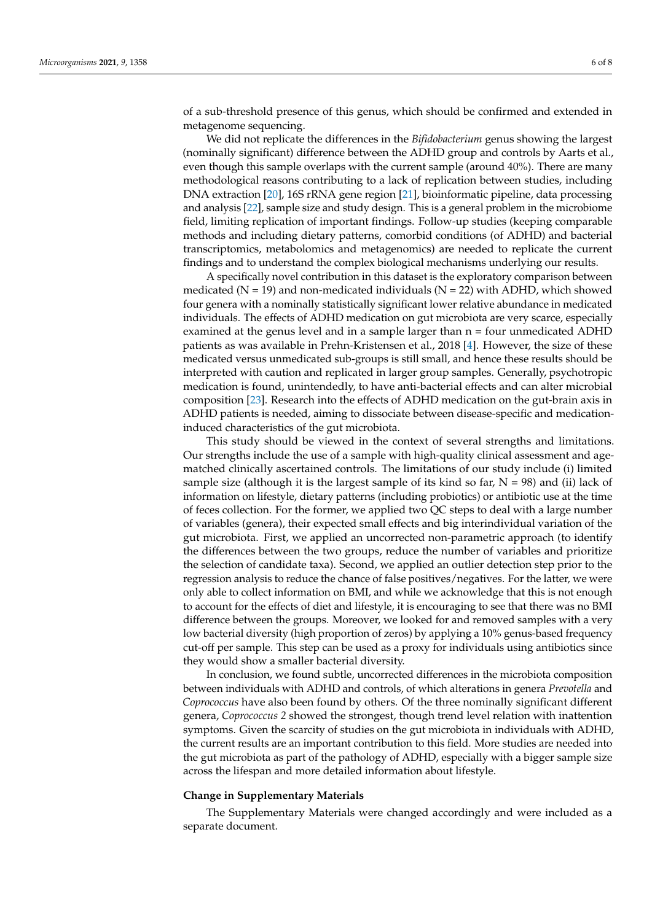of a sub-threshold presence of this genus, which should be confirmed and extended in metagenome sequencing.

We did not replicate the differences in the *Bifidobacterium* genus showing the largest (nominally significant) difference between the ADHD group and controls by Aarts et al., even though this sample overlaps with the current sample (around 40%). There are many methodological reasons contributing to a lack of replication between studies, including DNA extraction [20], 16S rRNA gene region [21], bioinformatic pipeline, data processing and analysis [22], sample size and study design. This is a general problem in the microbiome field, limiting replication of important findings. Follow-up studies (keeping comparable methods and including dietary patterns, comorbid conditions (of ADHD) and bacterial transcriptomics, metabolomics and metagenomics) are needed to replicate the current findings and to understand the complex biological mechanisms underlying our results.

A specifically novel contribution in this dataset is the exploratory comparison between medicated (N = 19) and non-medicated individuals (N = 22) with ADHD, which showed four genera with a nominally statistically significant lower relative abundance in medicated individuals. The effects of ADHD medication on gut microbiota are very scarce, especially examined at the genus level and in a sample larger than n = four unmedicated ADHD patients as was available in Prehn-Kristensen et al., 2018 [4]. However, the size of these medicated versus unmedicated sub-groups is still small, and hence these results should be interpreted with caution and replicated in larger group samples. Generally, psychotropic medication is found, unintendedly, to have anti-bacterial effects and can alter microbial composition [23]. Research into the effects of ADHD medication on the gut-brain axis in ADHD patients is needed, aiming to dissociate between disease-specific and medication-induced characteristics of the gut microbiota.

This study should be viewed in the context of several strengths and limitations. Our strengths include the use of a sample with high-quality clinical assessment and age-matched clinically ascertained controls. The limitations of our study include (i) limited sample size (although it is the largest sample of its kind so far, N = 98) and (ii) lack of information on lifestyle, dietary patterns (including probiotics) or antibiotic use at the time of feces collection. For the former, we applied two QC steps to deal with a large number of variables (genera), their expected small effects and big interindividual variation of the gut microbiota. First, we applied an uncorrected non-parametric approach (to identify the differences between the two groups, reduce the number of variables and prioritize the selection of candidate taxa). Second, we applied an outlier detection step prior to the regression analysis to reduce the chance of false positives/negatives. For the latter, we were only able to collect information on BMI, and while we acknowledge that this is not enough to account for the effects of diet and lifestyle, it is encouraging to see that there was no BMI difference between the groups. Moreover, we looked for and removed samples with a very low bacterial diversity (high proportion of zeros) by applying a 10% genus-based frequency cut-off per sample. This step can be used as a proxy for individuals using antibiotics since they would show a smaller bacterial diversity.

In conclusion, we found subtle, uncorrected differences in the microbiota composition between individuals with ADHD and controls, of which alterations in genera *Prevotella* and *Coprococcus* have also been found by others. Of the three nominally significant different genera, *Coprococcus 2* showed the strongest, though trend level relation with inattention symptoms. Given the scarcity of studies on the gut microbiota in individuals with ADHD, the current results are an important contribution to this field. More studies are needed into the gut microbiota as part of the pathology of ADHD, especially with a bigger sample size across the lifespan and more detailed information about lifestyle.

**Change in Supplementary Materials**

The Supplementary Materials were changed accordingly and were included as a separate document.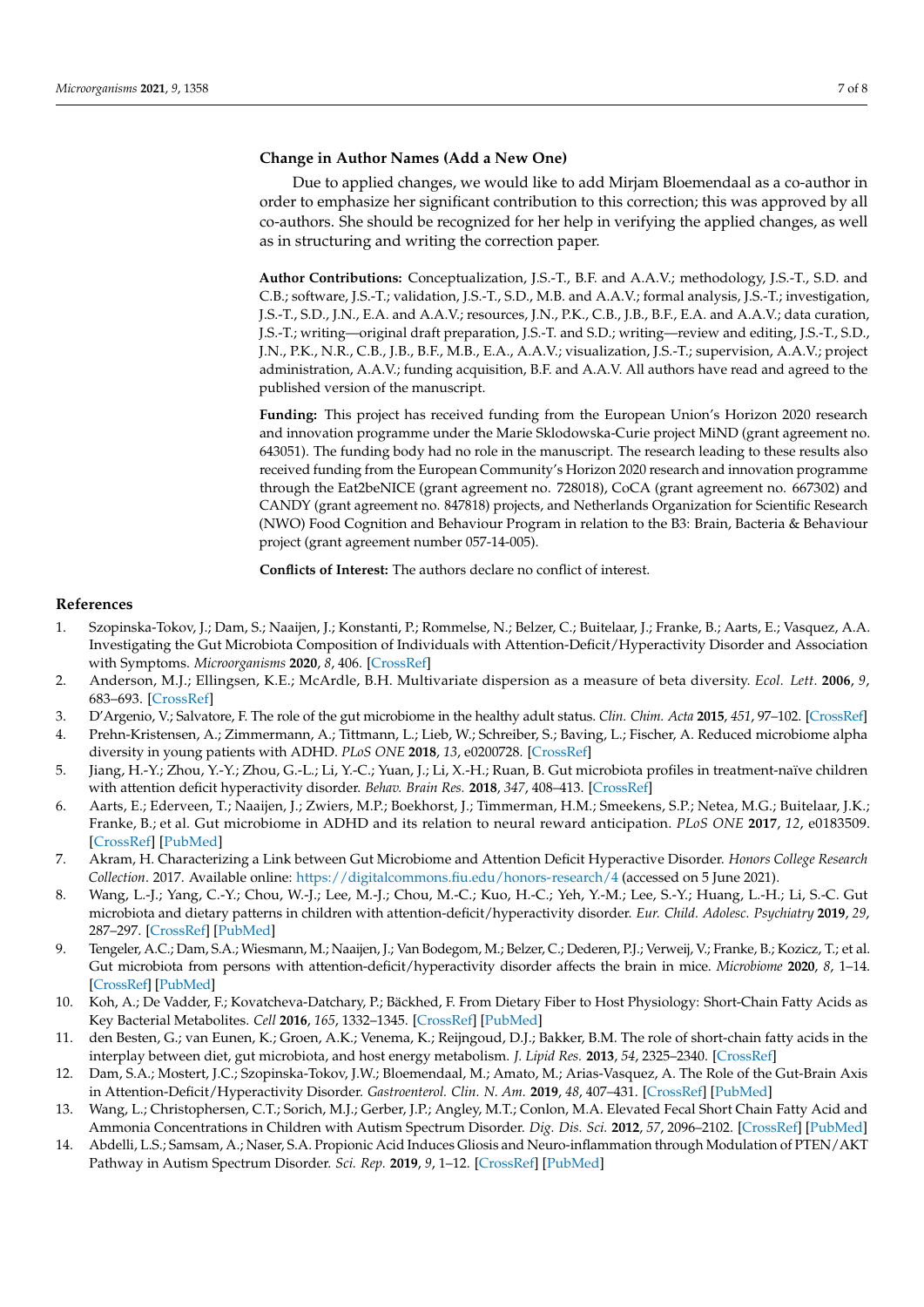## Change in Author Names (Add a New One)

Due to applied changes, we would like to add Mirjam Bloemendaal as a co-author in order to emphasize her significant contribution to this correction; this was approved by all co-authors. She should be recognized for her help in verifying the applied changes, as well as in structuring and writing the correction paper.

**Author Contributions:** Conceptualization, J.S.-T., B.F. and A.A.V.; methodology, J.S.-T., S.D. and C.B.; software, J.S.-T.; validation, J.S.-T., S.D., M.B. and A.A.V.; formal analysis, J.S.-T.; investigation, J.S.-T., S.D., J.N., E.A. and A.A.V.; resources, J.N., P.K., C.B., J.B., B.F., E.A. and A.A.V.; data curation, J.S.-T.; writing—original draft preparation, J.S.-T. and S.D.; writing—review and editing, J.S.-T., S.D., J.N., P.K., N.R., C.B., J.B., B.F., M.B., E.A., A.A.V.; visualization, J.S.-T.; supervision, A.A.V.; project administration, A.A.V.; funding acquisition, B.F. and A.A.V. All authors have read and agreed to the published version of the manuscript.

**Funding:** This project has received funding from the European Union's Horizon 2020 research and innovation programme under the Marie Sklodowska-Curie project MiND (grant agreement no. 643051). The funding body had no role in the manuscript. The research leading to these results also received funding from the European Community's Horizon 2020 research and innovation programme through the Eat2beNICE (grant agreement no. 728018), CoCA (grant agreement no. 667302) and CANDY (grant agreement no. 847818) projects, and Netherlands Organization for Scientific Research (NWO) Food Cognition and Behaviour Program in relation to the B3: Brain, Bacteria & Behaviour project (grant agreement number 057-14-005).

**Conflicts of Interest:** The authors declare no conflict of interest.

## References

1. Szopinska-Tokov, J.; Dam, S.; Naaijen, J.; Konstanti, P.; Rommelse, N.; Belzer, C.; Buitelaar, J.; Franke, B.; Aarts, E.; Vasquez, A.A. Investigating the Gut Microbiota Composition of Individuals with Attention-Deficit/Hyperactivity Disorder and Association with Symptoms. *Microorganisms* **2020**, *8*, 406. [CrossRef]
2. Anderson, M.J.; Ellingsen, K.E.; McArdle, B.H. Multivariate dispersion as a measure of beta diversity. *Ecol. Lett.* **2006**, *9*, 683–693. [CrossRef]
3. D'Argenio, V.; Salvatore, F. The role of the gut microbiome in the healthy adult status. *Clin. Chim. Acta* **2015**, *451*, 97–102. [CrossRef]
4. Prehn-Kristensen, A.; Zimmermann, A.; Tittmann, L.; Lieb, W.; Schreiber, S.; Baving, L.; Fischer, A. Reduced microbiome alpha diversity in young patients with ADHD. *PLoS ONE* **2018**, *13*, e0200728. [CrossRef]
5. Jiang, H.-Y.; Zhou, Y.-Y.; Zhou, G.-L.; Li, Y.-C.; Yuan, J.; Li, X.-H.; Ruan, B. Gut microbiota profiles in treatment-naïve children with attention deficit hyperactivity disorder. *Behav. Brain Res.* **2018**, *347*, 408–413. [CrossRef]
6. Aarts, E.; Ederveen, T.; Naaijen, J.; Zwiers, M.P.; Boekhorst, J.; Timmerman, H.M.; Smeekens, S.P.; Netea, M.G.; Buitelaar, J.K.; Franke, B.; et al. Gut microbiome in ADHD and its relation to neural reward anticipation. *PLoS ONE* **2017**, *12*, e0183509. [CrossRef] [PubMed]
7. Akram, H. Characterizing a Link between Gut Microbiome and Attention Deficit Hyperactive Disorder. *Honors College Research Collection*. 2017. Available online: https://digitalcommons.fiu.edu/honors-research/4 (accessed on 5 June 2021).
8. Wang, L.-J.; Yang, C.-Y.; Chou, W.-J.; Lee, M.-J.; Chou, M.-C.; Kuo, H.-C.; Yeh, Y.-M.; Lee, S.-Y.; Huang, L.-H.; Li, S.-C. Gut microbiota and dietary patterns in children with attention-deficit/hyperactivity disorder. *Eur. Child. Adolesc. Psychiatry* **2019**, *29*, 287–297. [CrossRef] [PubMed]
9. Tengeler, A.C.; Dam, S.A.; Wiesmann, M.; Naaijen, J.; Van Bodegom, M.; Belzer, C.; Dederen, P.J.; Verweij, V.; Franke, B.; Kozicz, T.; et al. Gut microbiota from persons with attention-deficit/hyperactivity disorder affects the brain in mice. *Microbiome* **2020**, *8*, 1–14. [CrossRef] [PubMed]
10. Koh, A.; De Vadder, F.; Kovatcheva-Datchary, P.; Bäckhed, F. From Dietary Fiber to Host Physiology: Short-Chain Fatty Acids as Key Bacterial Metabolites. *Cell* **2016**, *165*, 1332–1345. [CrossRef] [PubMed]
11. den Besten, G.; van Eunen, K.; Groen, A.K.; Venema, K.; Reijngoud, D.J.; Bakker, B.M. The role of short-chain fatty acids in the interplay between diet, gut microbiota, and host energy metabolism. *J. Lipid Res.* **2013**, *54*, 2325–2340. [CrossRef]
12. Dam, S.A.; Mostert, J.C.; Szopinska-Tokov, J.W.; Bloemendaal, M.; Amato, M.; Arias-Vasquez, A. The Role of the Gut-Brain Axis in Attention-Deficit/Hyperactivity Disorder. *Gastroenterol. Clin. N. Am.* **2019**, *48*, 407–431. [CrossRef] [PubMed]
13. Wang, L.; Christophersen, C.T.; Sorich, M.J.; Gerber, J.P.; Angley, M.T.; Conlon, M.A. Elevated Fecal Short Chain Fatty Acid and Ammonia Concentrations in Children with Autism Spectrum Disorder. *Dig. Dis. Sci.* **2012**, *57*, 2096–2102. [CrossRef] [PubMed]
14. Abdelli, L.S.; Samsam, A.; Naser, S.A. Propionic Acid Induces Gliosis and Neuro-inflammation through Modulation of PTEN/AKT Pathway in Autism Spectrum Disorder. *Sci. Rep.* **2019**, *9*, 1–12. [CrossRef] [PubMed]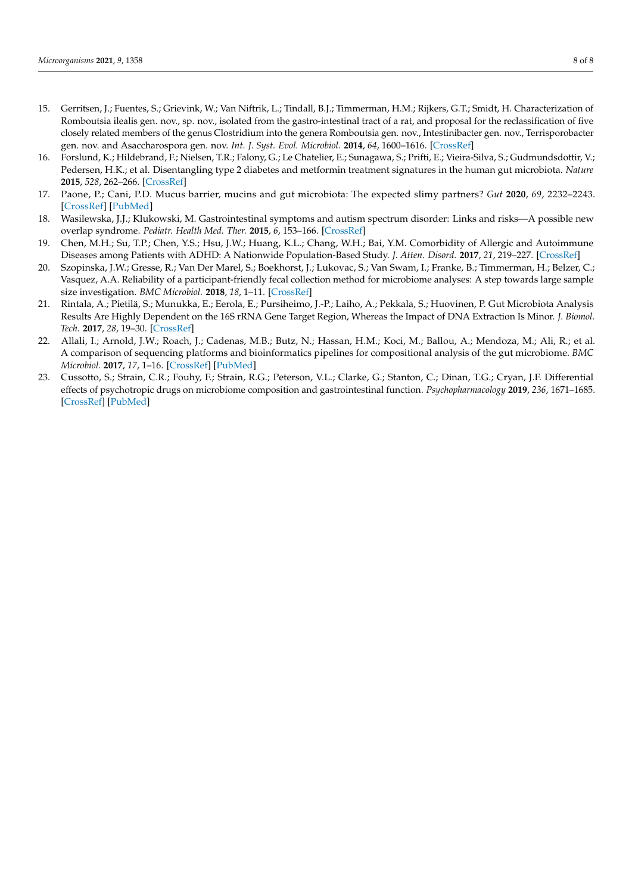15. Gerritsen, J.; Fuentes, S.; Grievink, W.; Van Niftrik, L.; Tindall, B.J.; Timmerman, H.M.; Rijkers, G.T.; Smidt, H. Characterization of Romboutsia ilealis gen. nov., sp. nov., isolated from the gastro-intestinal tract of a rat, and proposal for the reclassification of five closely related members of the genus Clostridium into the genera Romboutsia gen. nov., Intestinibacter gen. nov., Terrisporobacter gen. nov. and Asaccharospora gen. nov. *Int. J. Syst. Evol. Microbiol.* **2014**, *64*, 1600–1616. [CrossRef]
16. Forslund, K.; Hildebrand, F.; Nielsen, T.R.; Falony, G.; Le Chatelier, E.; Sunagawa, S.; Prifti, E.; Vieira-Silva, S.; Gudmundsdottir, V.; Pedersen, H.K.; et al. Disentangling type 2 diabetes and metformin treatment signatures in the human gut microbiota. *Nature* **2015**, *528*, 262–266. [CrossRef]
17. Paone, P.; Cani, P.D. Mucus barrier, mucins and gut microbiota: The expected slimy partners? *Gut* **2020**, *69*, 2232–2243. [CrossRef] [PubMed]
18. Wasilewska, J.J.; Klukowski, M. Gastrointestinal symptoms and autism spectrum disorder: Links and risks—A possible new overlap syndrome. *Pediatr. Health Med. Ther.* **2015**, *6*, 153–166. [CrossRef]
19. Chen, M.H.; Su, T.P.; Chen, Y.S.; Hsu, J.W.; Huang, K.L.; Chang, W.H.; Bai, Y.M. Comorbidity of Allergic and Autoimmune Diseases among Patients with ADHD: A Nationwide Population-Based Study. *J. Atten. Disord.* **2017**, *21*, 219–227. [CrossRef]
20. Szopinska, J.W.; Gresse, R.; Van Der Marel, S.; Boekhorst, J.; Lukovac, S.; Van Swam, I.; Franke, B.; Timmerman, H.; Belzer, C.; Vasquez, A.A. Reliability of a participant-friendly fecal collection method for microbiome analyses: A step towards large sample size investigation. *BMC Microbiol.* **2018**, *18*, 1–11. [CrossRef]
21. Rintala, A.; Pietilä, S.; Munukka, E.; Eerola, E.; Pursiheimo, J.-P.; Laiho, A.; Pekkala, S.; Huovinen, P. Gut Microbiota Analysis Results Are Highly Dependent on the 16S rRNA Gene Target Region, Whereas the Impact of DNA Extraction Is Minor. *J. Biomol. Tech.* **2017**, *28*, 19–30. [CrossRef]
22. Allali, I.; Arnold, J.W.; Roach, J.; Cadenas, M.B.; Butz, N.; Hassan, H.M.; Koci, M.; Ballou, A.; Mendoza, M.; Ali, R.; et al. A comparison of sequencing platforms and bioinformatics pipelines for compositional analysis of the gut microbiome. *BMC Microbiol.* **2017**, *17*, 1–16. [CrossRef] [PubMed]
23. Cussotto, S.; Strain, C.R.; Fouhy, F.; Strain, R.G.; Peterson, V.L.; Clarke, G.; Stanton, C.; Dinan, T.G.; Cryan, J.F. Differential effects of psychotropic drugs on microbiome composition and gastrointestinal function. *Psychopharmacology* **2019**, *236*, 1671–1685. [CrossRef] [PubMed]